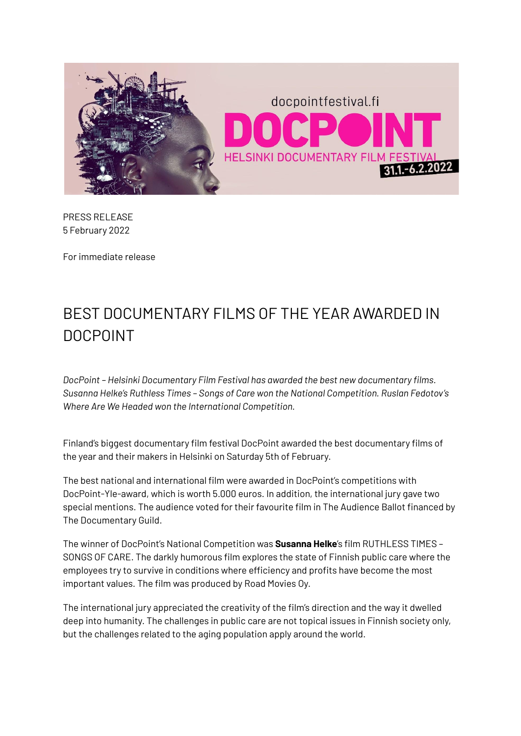PRESS RELEASE
5 February 2022

For immediate release

# BEST DOCUMENTARY FILMS OF THE YEAR AWARDED IN DOCPOINT

*DocPoint – Helsinki Documentary Film Festival has awarded the best new documentary films. Susanna Helke's Ruthless Times – Songs of Care won the National Competition. Ruslan Fedotov's Where Are We Headed won the International Competition.*

Finland's biggest documentary film festival DocPoint awarded the best documentary films of the year and their makers in Helsinki on Saturday 5th of February.

The best national and international film were awarded in DocPoint's competitions with DocPoint-Yle-award, which is worth 5.000 euros. In addition, the international jury gave two special mentions. The audience voted for their favourite film in The Audience Ballot financed by The Documentary Guild.

The winner of DocPoint's National Competition was **Susanna Helke**'s film RUTHLESS TIMES – SONGS OF CARE. The darkly humorous film explores the state of Finnish public care where the employees try to survive in conditions where efficiency and profits have become the most important values. The film was produced by Road Movies Oy.

The international jury appreciated the creativity of the film's direction and the way it dwelled deep into humanity. The challenges in public care are not topical issues in Finnish society only, but the challenges related to the aging population apply around the world.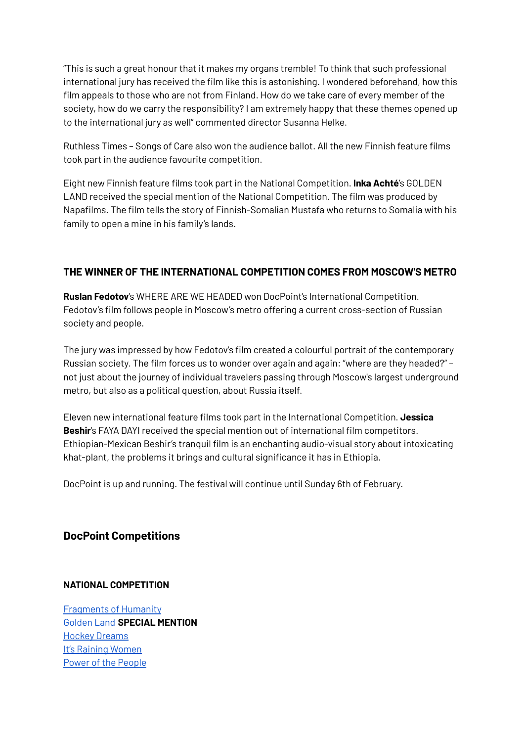"This is such a great honour that it makes my organs tremble! To think that such professional international jury has received the film like this is astonishing. I wondered beforehand, how this film appeals to those who are not from Finland. How do we take care of every member of the society, how do we carry the responsibility? I am extremely happy that these themes opened up to the international jury as well" commented director Susanna Helke.

Ruthless Times – Songs of Care also won the audience ballot. All the new Finnish feature films took part in the audience favourite competition.

Eight new Finnish feature films took part in the National Competition. **Inka Achté**'s GOLDEN LAND received the special mention of the National Competition. The film was produced by Napafilms. The film tells the story of Finnish-Somalian Mustafa who returns to Somalia with his family to open a mine in his family's lands.

### THE WINNER OF THE INTERNATIONAL COMPETITION COMES FROM MOSCOW'S METRO

**Ruslan Fedotov**'s WHERE ARE WE HEADED won DocPoint's International Competition. Fedotov's film follows people in Moscow's metro offering a current cross-section of Russian society and people.

The jury was impressed by how Fedotov's film created a colourful portrait of the contemporary Russian society. The film forces us to wonder over again and again: "where are they headed?" – not just about the journey of individual travelers passing through Moscow's largest underground metro, but also as a political question, about Russia itself.

Eleven new international feature films took part in the International Competition. **Jessica Beshir**'s FAYA DAYI received the special mention out of international film competitors. Ethiopian-Mexican Beshir's tranquil film is an enchanting audio-visual story about intoxicating khat-plant, the problems it brings and cultural significance it has in Ethiopia.

DocPoint is up and running. The festival will continue until Sunday 6th of February.

## DocPoint Competitions

#### NATIONAL COMPETITION

Fragments of Humanity
Golden Land **SPECIAL MENTION**
Hockey Dreams
It's Raining Women
Power of the People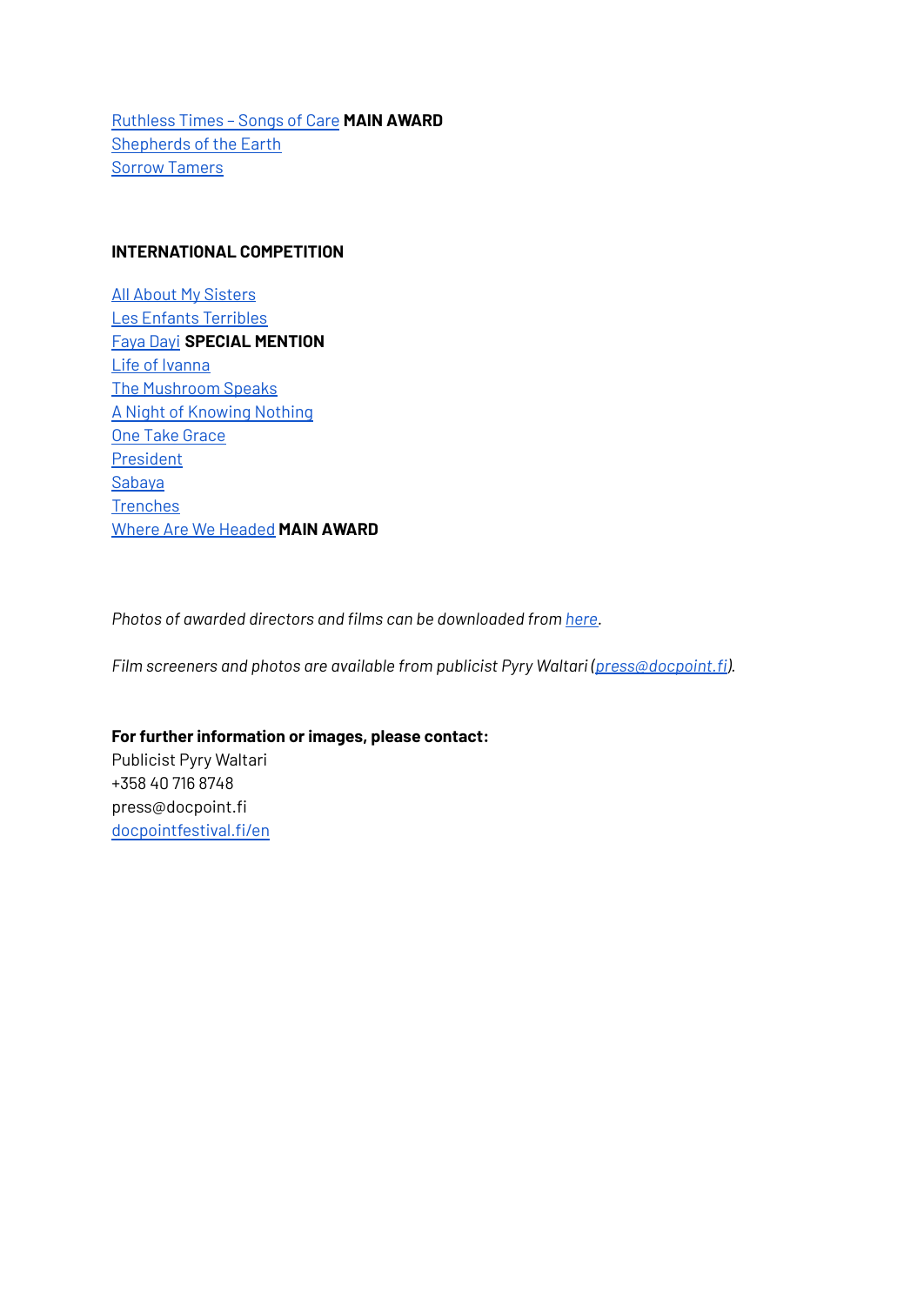Ruthless Times – Songs of Care **MAIN AWARD**
Shepherds of the Earth
Sorrow Tamers

**INTERNATIONAL COMPETITION**

All About My Sisters
Les Enfants Terribles
Faya Dayi **SPECIAL MENTION**
Life of Ivanna
The Mushroom Speaks
A Night of Knowing Nothing
One Take Grace
President
Sabaya
Trenches
Where Are We Headed **MAIN AWARD**

*Photos of awarded directors and films can be downloaded from here.*

*Film screeners and photos are available from publicist Pyry Waltari (press@docpoint.fi).*

**For further information or images, please contact:**
Publicist Pyry Waltari
+358 40 716 8748
press@docpoint.fi
docpointfestival.fi/en